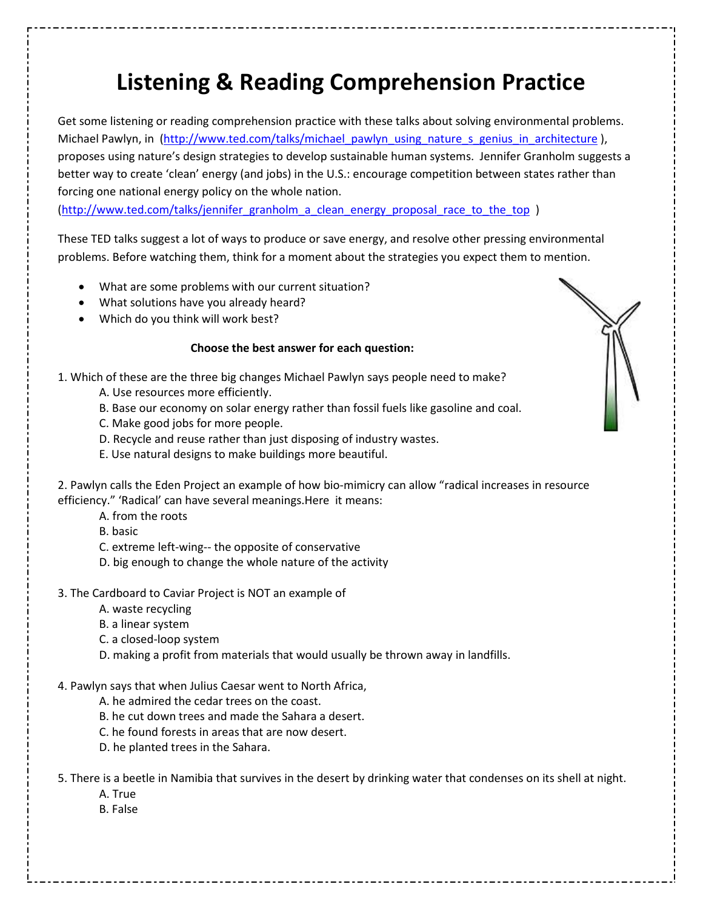# Listening & Reading Comprehension Practice

Get some listening or reading comprehension practice with these talks about solving environmental problems. Michael Pawlyn, in (http://www.ted.com/talks/michael_pawlyn_using_nature_s_genius_in_architecture), proposes using nature's design strategies to develop sustainable human systems. Jennifer Granholm suggests a better way to create 'clean' energy (and jobs) in the U.S.: encourage competition between states rather than forcing one national energy policy on the whole nation. (http://www.ted.com/talks/jennifer_granholm_a_clean_energy_proposal_race_to_the_top)

These TED talks suggest a lot of ways to produce or save energy, and resolve other pressing environmental problems. Before watching them, think for a moment about the strategies you expect them to mention.

- What are some problems with our current situation?
- What solutions have you already heard?
- Which do you think will work best?

**Choose the best answer for each question:**

1. Which of these are the three big changes Michael Pawlyn says people need to make?
   - A. Use resources more efficiently.
   - B. Base our economy on solar energy rather than fossil fuels like gasoline and coal.
   - C. Make good jobs for more people.
   - D. Recycle and reuse rather than just disposing of industry wastes.
   - E. Use natural designs to make buildings more beautiful.

2. Pawlyn calls the Eden Project an example of how bio-mimicry can allow "radical increases in resource efficiency." 'Radical' can have several meanings.Here it means:
   - A. from the roots
   - B. basic
   - C. extreme left-wing-- the opposite of conservative
   - D. big enough to change the whole nature of the activity

3. The Cardboard to Caviar Project is NOT an example of
   - A. waste recycling
   - B. a linear system
   - C. a closed-loop system
   - D. making a profit from materials that would usually be thrown away in landfills.

4. Pawlyn says that when Julius Caesar went to North Africa,
   - A. he admired the cedar trees on the coast.
   - B. he cut down trees and made the Sahara a desert.
   - C. he found forests in areas that are now desert.
   - D. he planted trees in the Sahara.

5. There is a beetle in Namibia that survives in the desert by drinking water that condenses on its shell at night.
   - A. True
   - B. False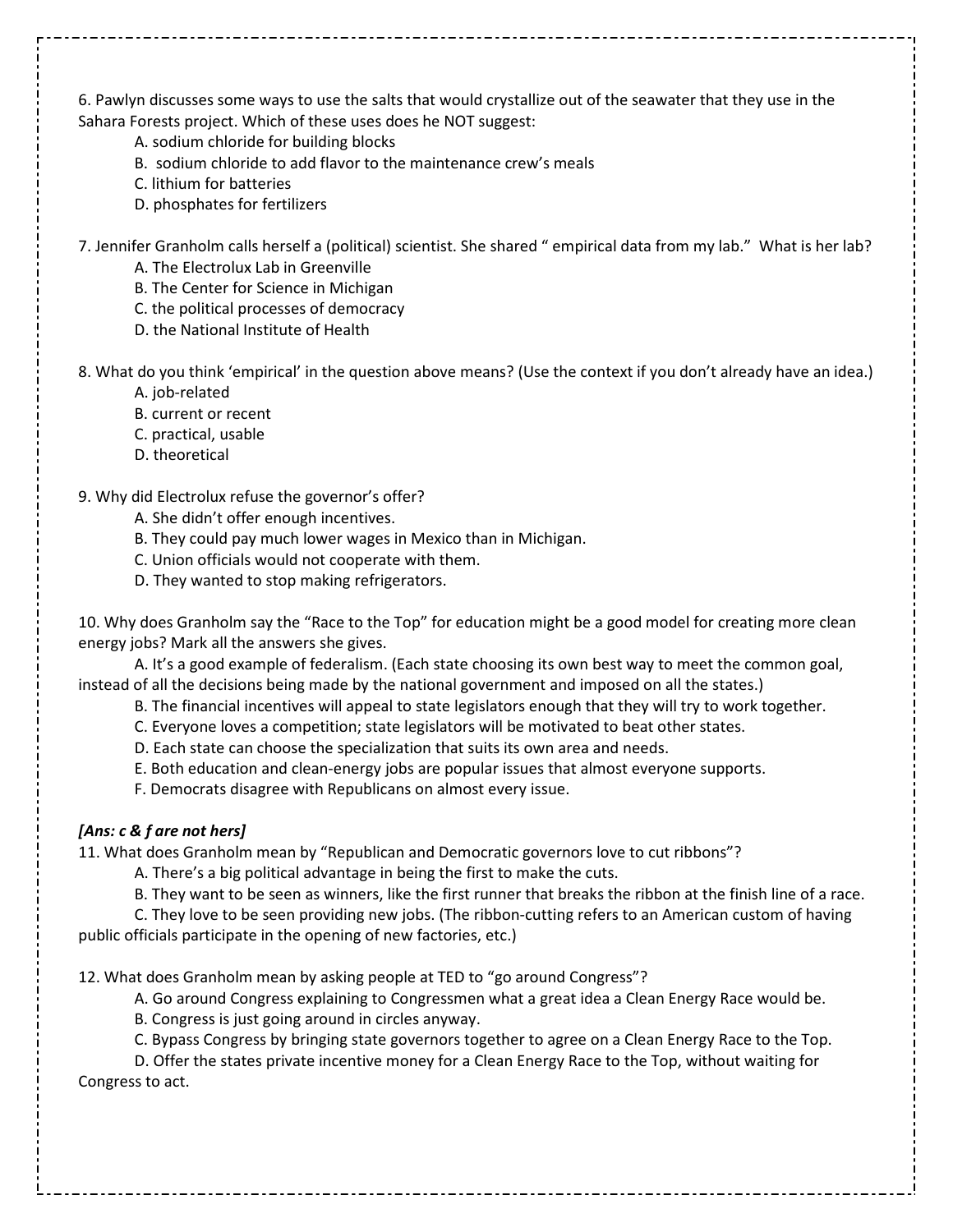6. Pawlyn discusses some ways to use the salts that would crystallize out of the seawater that they use in the Sahara Forests project. Which of these uses does he NOT suggest:

A. sodium chloride for building blocks
B. sodium chloride to add flavor to the maintenance crew's meals
C. lithium for batteries
D. phosphates for fertilizers

7. Jennifer Granholm calls herself a (political) scientist. She shared " empirical data from my lab." What is her lab?

A. The Electrolux Lab in Greenville
B. The Center for Science in Michigan
C. the political processes of democracy
D. the National Institute of Health

8. What do you think 'empirical' in the question above means? (Use the context if you don't already have an idea.)

A. job-related
B. current or recent
C. practical, usable
D. theoretical

9. Why did Electrolux refuse the governor's offer?

A. She didn't offer enough incentives.
B. They could pay much lower wages in Mexico than in Michigan.
C. Union officials would not cooperate with them.
D. They wanted to stop making refrigerators.

10. Why does Granholm say the "Race to the Top" for education might be a good model for creating more clean energy jobs? Mark all the answers she gives.

A. It's a good example of federalism. (Each state choosing its own best way to meet the common goal, instead of all the decisions being made by the national government and imposed on all the states.)
B. The financial incentives will appeal to state legislators enough that they will try to work together.
C. Everyone loves a competition; state legislators will be motivated to beat other states.
D. Each state can choose the specialization that suits its own area and needs.
E. Both education and clean-energy jobs are popular issues that almost everyone supports.
F. Democrats disagree with Republicans on almost every issue.

***[Ans: c & f are not hers]***

11. What does Granholm mean by "Republican and Democratic governors love to cut ribbons"?

A. There's a big political advantage in being the first to make the cuts.
B. They want to be seen as winners, like the first runner that breaks the ribbon at the finish line of a race.
C. They love to be seen providing new jobs. (The ribbon-cutting refers to an American custom of having public officials participate in the opening of new factories, etc.)

12. What does Granholm mean by asking people at TED to "go around Congress"?

A. Go around Congress explaining to Congressmen what a great idea a Clean Energy Race would be.
B. Congress is just going around in circles anyway.
C. Bypass Congress by bringing state governors together to agree on a Clean Energy Race to the Top.
D. Offer the states private incentive money for a Clean Energy Race to the Top, without waiting for Congress to act.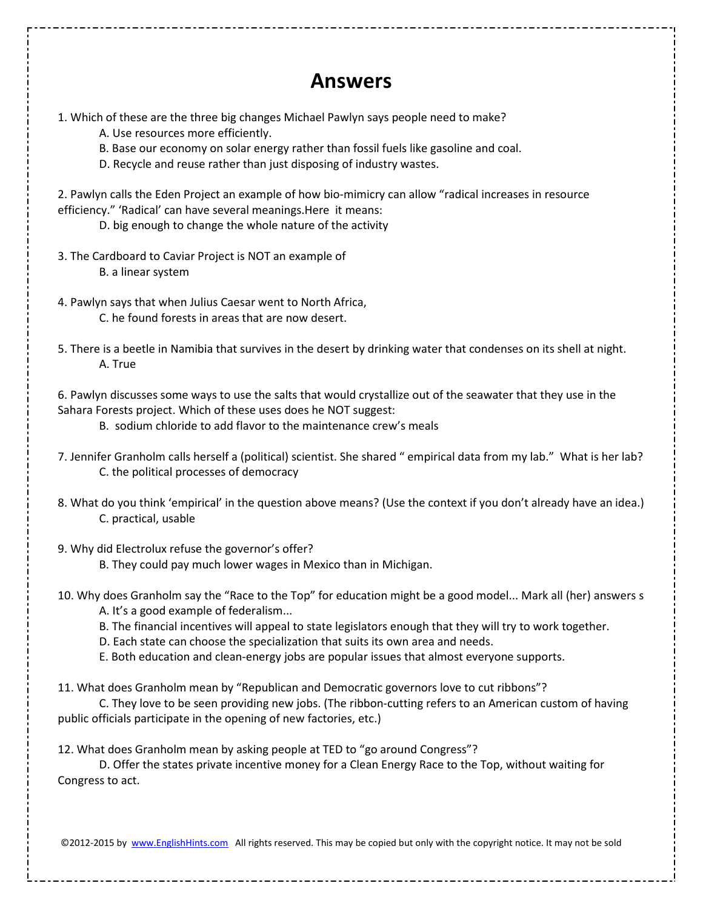# Answers

1. Which of these are the three big changes Michael Pawlyn says people need to make?

   A. Use resources more efficiently.

   B. Base our economy on solar energy rather than fossil fuels like gasoline and coal.

   D. Recycle and reuse rather than just disposing of industry wastes.

2. Pawlyn calls the Eden Project an example of how bio-mimicry can allow "radical increases in resource efficiency." 'Radical' can have several meanings.Here it means:

   D. big enough to change the whole nature of the activity

3. The Cardboard to Caviar Project is NOT an example of

   B. a linear system

4. Pawlyn says that when Julius Caesar went to North Africa,

   C. he found forests in areas that are now desert.

5. There is a beetle in Namibia that survives in the desert by drinking water that condenses on its shell at night.

   A. True

6. Pawlyn discusses some ways to use the salts that would crystallize out of the seawater that they use in the Sahara Forests project. Which of these uses does he NOT suggest:

   B. sodium chloride to add flavor to the maintenance crew's meals

7. Jennifer Granholm calls herself a (political) scientist. She shared " empirical data from my lab." What is her lab?

   C. the political processes of democracy

8. What do you think 'empirical' in the question above means? (Use the context if you don't already have an idea.)

   C. practical, usable

9. Why did Electrolux refuse the governor's offer?

   B. They could pay much lower wages in Mexico than in Michigan.

10. Why does Granholm say the "Race to the Top" for education might be a good model... Mark all (her) answers s

    A. It's a good example of federalism...

    B. The financial incentives will appeal to state legislators enough that they will try to work together.

    D. Each state can choose the specialization that suits its own area and needs.

    E. Both education and clean-energy jobs are popular issues that almost everyone supports.

11. What does Granholm mean by "Republican and Democratic governors love to cut ribbons"?

    C. They love to be seen providing new jobs. (The ribbon-cutting refers to an American custom of having public officials participate in the opening of new factories, etc.)

12. What does Granholm mean by asking people at TED to "go around Congress"?

    D. Offer the states private incentive money for a Clean Energy Race to the Top, without waiting for Congress to act.

©2012-2015 by www.EnglishHints.com All rights reserved. This may be copied but only with the copyright notice. It may not be sold